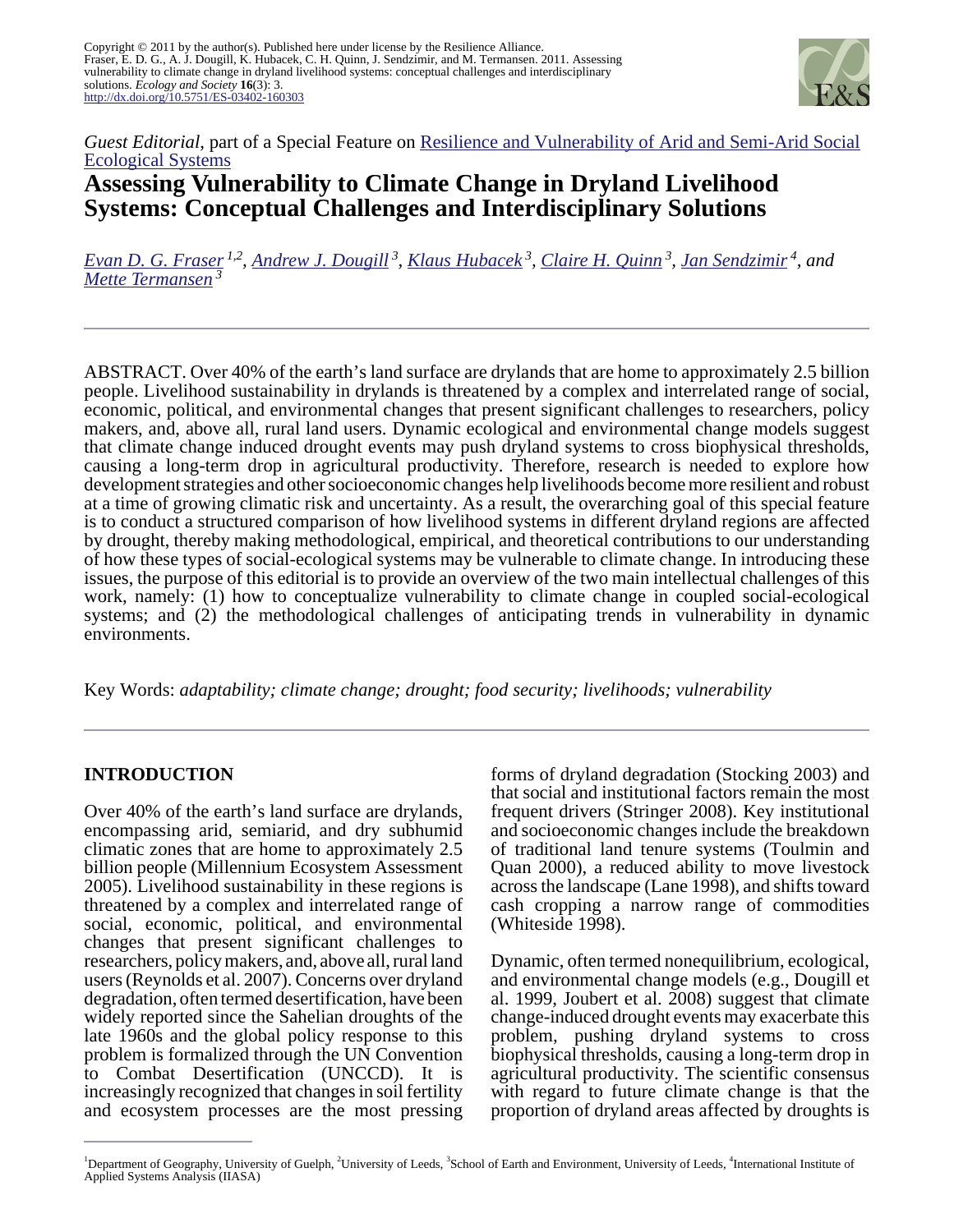Copyright © 2011 by the author(s). Published here under license by the Resilience Alliance.
Fraser, E. D. G., A. J. Dougill, K. Hubacek, C. H. Quinn, J. Sendzimir, and M. Termansen. 2011. Assessing vulnerability to climate change in dryland livelihood systems: conceptual challenges and interdisciplinary solutions. *Ecology and Society* **16**(3): 3.
http://dx.doi.org/10.5751/ES-03402-160303

*Guest Editorial*, part of a Special Feature on Resilience and Vulnerability of Arid and Semi-Arid Social Ecological Systems

# Assessing Vulnerability to Climate Change in Dryland Livelihood Systems: Conceptual Challenges and Interdisciplinary Solutions

*Evan D. G. Fraser* [1,2], *Andrew J. Dougill* [3], *Klaus Hubacek* [3], *Claire H. Quinn* [3], *Jan Sendzimir* [4], and *Mette Termansen* [3]

ABSTRACT. Over 40% of the earth's land surface are drylands that are home to approximately 2.5 billion people. Livelihood sustainability in drylands is threatened by a complex and interrelated range of social, economic, political, and environmental changes that present significant challenges to researchers, policy makers, and, above all, rural land users. Dynamic ecological and environmental change models suggest that climate change induced drought events may push dryland systems to cross biophysical thresholds, causing a long-term drop in agricultural productivity. Therefore, research is needed to explore how development strategies and other socioeconomic changes help livelihoods become more resilient and robust at a time of growing climatic risk and uncertainty. As a result, the overarching goal of this special feature is to conduct a structured comparison of how livelihood systems in different dryland regions are affected by drought, thereby making methodological, empirical, and theoretical contributions to our understanding of how these types of social-ecological systems may be vulnerable to climate change. In introducing these issues, the purpose of this editorial is to provide an overview of the two main intellectual challenges of this work, namely: (1) how to conceptualize vulnerability to climate change in coupled social-ecological systems; and (2) the methodological challenges of anticipating trends in vulnerability in dynamic environments.

Key Words: *adaptability; climate change; drought; food security; livelihoods; vulnerability*

## INTRODUCTION

Over 40% of the earth's land surface are drylands, encompassing arid, semiarid, and dry subhumid climatic zones that are home to approximately 2.5 billion people (Millennium Ecosystem Assessment 2005). Livelihood sustainability in these regions is threatened by a complex and interrelated range of social, economic, political, and environmental changes that present significant challenges to researchers, policy makers, and, above all, rural land users (Reynolds et al. 2007). Concerns over dryland degradation, often termed desertification, have been widely reported since the Sahelian droughts of the late 1960s and the global policy response to this problem is formalized through the UN Convention to Combat Desertification (UNCCD). It is increasingly recognized that changes in soil fertility and ecosystem processes are the most pressing forms of dryland degradation (Stocking 2003) and that social and institutional factors remain the most frequent drivers (Stringer 2008). Key institutional and socioeconomic changes include the breakdown of traditional land tenure systems (Toulmin and Quan 2000), a reduced ability to move livestock across the landscape (Lane 1998), and shifts toward cash cropping a narrow range of commodities (Whiteside 1998).

Dynamic, often termed nonequilibrium, ecological, and environmental change models (e.g., Dougill et al. 1999, Joubert et al. 2008) suggest that climate change-induced drought events may exacerbate this problem, pushing dryland systems to cross biophysical thresholds, causing a long-term drop in agricultural productivity. The scientific consensus with regard to future climate change is that the proportion of dryland areas affected by droughts is

[1] Department of Geography, University of Guelph, [2] University of Leeds, [3] School of Earth and Environment, University of Leeds, [4] International Institute of Applied Systems Analysis (IIASA)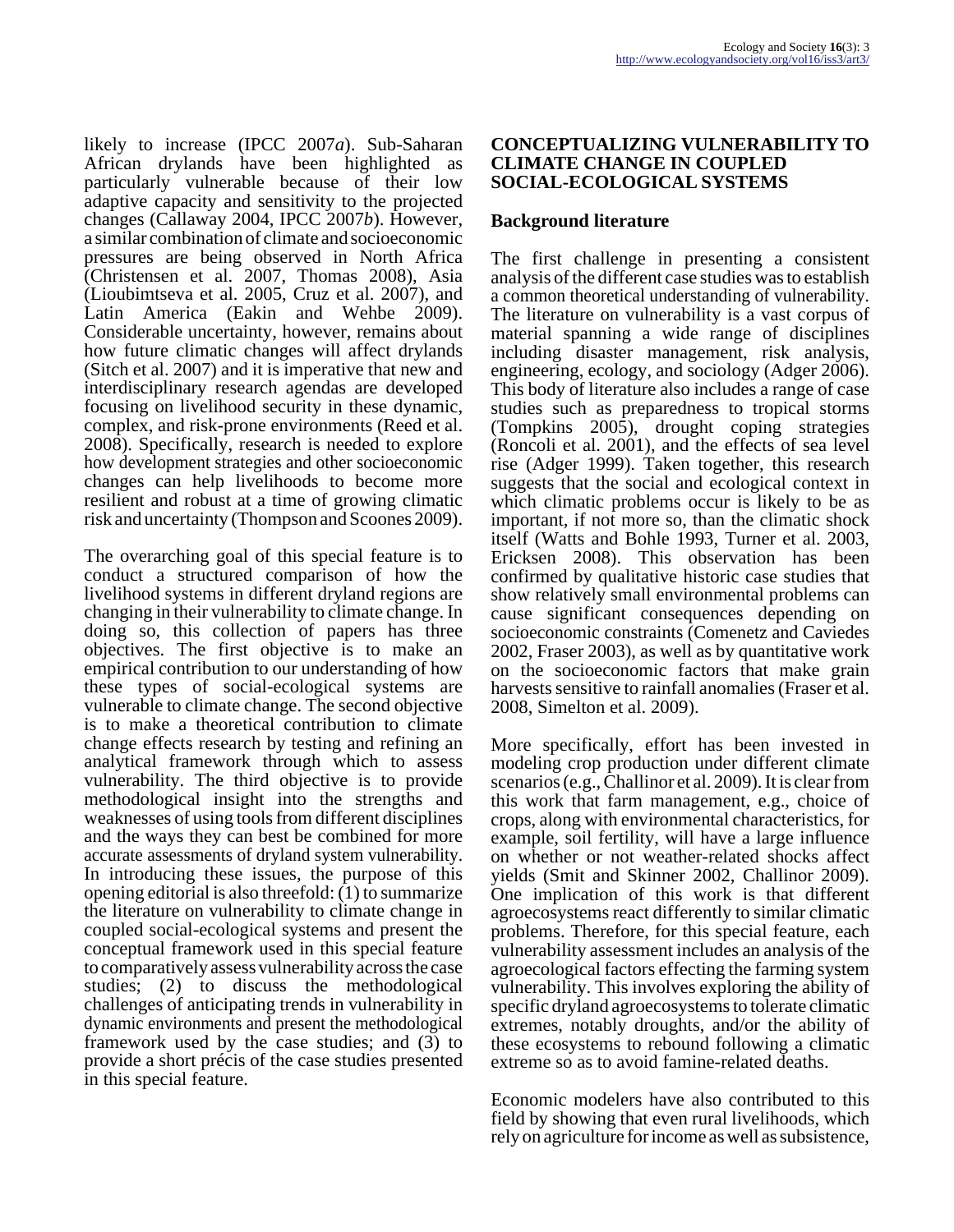likely to increase (IPCC 2007*a*). Sub-Saharan African drylands have been highlighted as particularly vulnerable because of their low adaptive capacity and sensitivity to the projected changes (Callaway 2004, IPCC 2007*b*). However, a similar combination of climate and socioeconomic pressures are being observed in North Africa (Christensen et al. 2007, Thomas 2008), Asia (Lioubimtseva et al. 2005, Cruz et al. 2007), and Latin America (Eakin and Wehbe 2009). Considerable uncertainty, however, remains about how future climatic changes will affect drylands (Sitch et al. 2007) and it is imperative that new and interdisciplinary research agendas are developed focusing on livelihood security in these dynamic, complex, and risk-prone environments (Reed et al. 2008). Specifically, research is needed to explore how development strategies and other socioeconomic changes can help livelihoods to become more resilient and robust at a time of growing climatic risk and uncertainty (Thompson and Scoones 2009).

The overarching goal of this special feature is to conduct a structured comparison of how the livelihood systems in different dryland regions are changing in their vulnerability to climate change. In doing so, this collection of papers has three objectives. The first objective is to make an empirical contribution to our understanding of how these types of social-ecological systems are vulnerable to climate change. The second objective is to make a theoretical contribution to climate change effects research by testing and refining an analytical framework through which to assess vulnerability. The third objective is to provide methodological insight into the strengths and weaknesses of using tools from different disciplines and the ways they can best be combined for more accurate assessments of dryland system vulnerability. In introducing these issues, the purpose of this opening editorial is also threefold: (1) to summarize the literature on vulnerability to climate change in coupled social-ecological systems and present the conceptual framework used in this special feature to comparatively assess vulnerability across the case studies; (2) to discuss the methodological challenges of anticipating trends in vulnerability in dynamic environments and present the methodological framework used by the case studies; and (3) to provide a short précis of the case studies presented in this special feature.

## CONCEPTUALIZING VULNERABILITY TO CLIMATE CHANGE IN COUPLED SOCIAL-ECOLOGICAL SYSTEMS

### Background literature

The first challenge in presenting a consistent analysis of the different case studies was to establish a common theoretical understanding of vulnerability. The literature on vulnerability is a vast corpus of material spanning a wide range of disciplines including disaster management, risk analysis, engineering, ecology, and sociology (Adger 2006). This body of literature also includes a range of case studies such as preparedness to tropical storms (Tompkins 2005), drought coping strategies (Roncoli et al. 2001), and the effects of sea level rise (Adger 1999). Taken together, this research suggests that the social and ecological context in which climatic problems occur is likely to be as important, if not more so, than the climatic shock itself (Watts and Bohle 1993, Turner et al. 2003, Ericksen 2008). This observation has been confirmed by qualitative historic case studies that show relatively small environmental problems can cause significant consequences depending on socioeconomic constraints (Comenetz and Caviedes 2002, Fraser 2003), as well as by quantitative work on the socioeconomic factors that make grain harvests sensitive to rainfall anomalies (Fraser et al. 2008, Simelton et al. 2009).

More specifically, effort has been invested in modeling crop production under different climate scenarios (e.g., Challinor et al. 2009). It is clear from this work that farm management, e.g., choice of crops, along with environmental characteristics, for example, soil fertility, will have a large influence on whether or not weather-related shocks affect yields (Smit and Skinner 2002, Challinor 2009). One implication of this work is that different agroecosystems react differently to similar climatic problems. Therefore, for this special feature, each vulnerability assessment includes an analysis of the agroecological factors effecting the farming system vulnerability. This involves exploring the ability of specific dryland agroecosystems to tolerate climatic extremes, notably droughts, and/or the ability of these ecosystems to rebound following a climatic extreme so as to avoid famine-related deaths.

Economic modelers have also contributed to this field by showing that even rural livelihoods, which rely on agriculture for income as well as subsistence,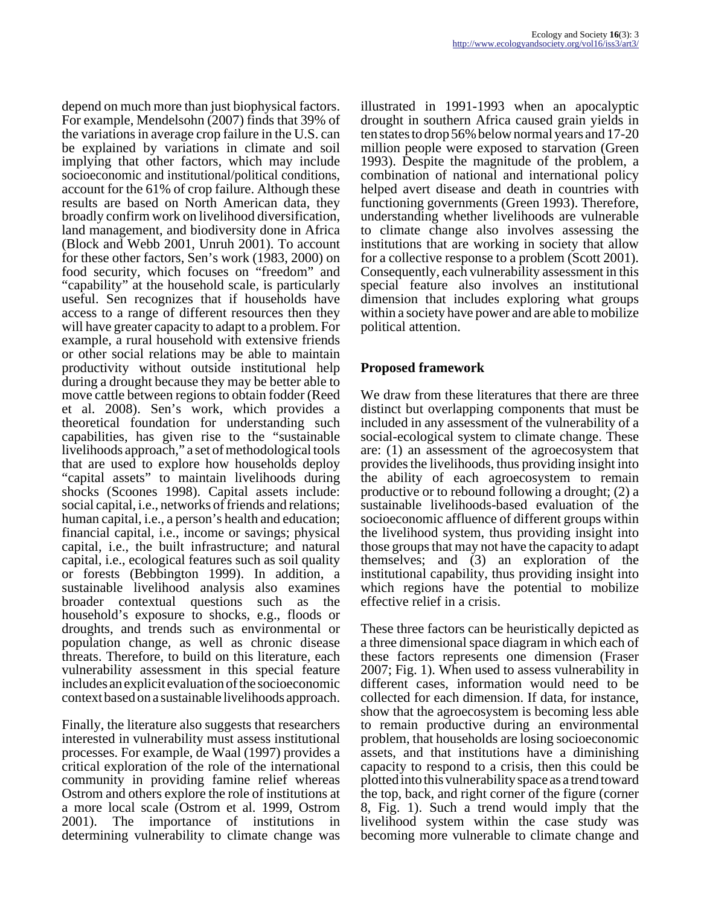depend on much more than just biophysical factors. For example, Mendelsohn (2007) finds that 39% of the variations in average crop failure in the U.S. can be explained by variations in climate and soil implying that other factors, which may include socioeconomic and institutional/political conditions, account for the 61% of crop failure. Although these results are based on North American data, they broadly confirm work on livelihood diversification, land management, and biodiversity done in Africa (Block and Webb 2001, Unruh 2001). To account for these other factors, Sen's work (1983, 2000) on food security, which focuses on "freedom" and "capability" at the household scale, is particularly useful. Sen recognizes that if households have access to a range of different resources then they will have greater capacity to adapt to a problem. For example, a rural household with extensive friends or other social relations may be able to maintain productivity without outside institutional help during a drought because they may be better able to move cattle between regions to obtain fodder (Reed et al. 2008). Sen's work, which provides a theoretical foundation for understanding such capabilities, has given rise to the "sustainable livelihoods approach," a set of methodological tools that are used to explore how households deploy "capital assets" to maintain livelihoods during shocks (Scoones 1998). Capital assets include: social capital, i.e., networks of friends and relations; human capital, i.e., a person's health and education; financial capital, i.e., income or savings; physical capital, i.e., the built infrastructure; and natural capital, i.e., ecological features such as soil quality or forests (Bebbington 1999). In addition, a sustainable livelihood analysis also examines broader contextual questions such as the household's exposure to shocks, e.g., floods or droughts, and trends such as environmental or population change, as well as chronic disease threats. Therefore, to build on this literature, each vulnerability assessment in this special feature includes an explicit evaluation of the socioeconomic context based on a sustainable livelihoods approach.

Finally, the literature also suggests that researchers interested in vulnerability must assess institutional processes. For example, de Waal (1997) provides a critical exploration of the role of the international community in providing famine relief whereas Ostrom and others explore the role of institutions at a more local scale (Ostrom et al. 1999, Ostrom 2001). The importance of institutions in determining vulnerability to climate change was illustrated in 1991-1993 when an apocalyptic drought in southern Africa caused grain yields in ten states to drop 56% below normal years and 17-20 million people were exposed to starvation (Green 1993). Despite the magnitude of the problem, a combination of national and international policy helped avert disease and death in countries with functioning governments (Green 1993). Therefore, understanding whether livelihoods are vulnerable to climate change also involves assessing the institutions that are working in society that allow for a collective response to a problem (Scott 2001). Consequently, each vulnerability assessment in this special feature also involves an institutional dimension that includes exploring what groups within a society have power and are able to mobilize political attention.

## Proposed framework

We draw from these literatures that there are three distinct but overlapping components that must be included in any assessment of the vulnerability of a social-ecological system to climate change. These are: (1) an assessment of the agroecosystem that provides the livelihoods, thus providing insight into the ability of each agroecosystem to remain productive or to rebound following a drought; (2) a sustainable livelihoods-based evaluation of the socioeconomic affluence of different groups within the livelihood system, thus providing insight into those groups that may not have the capacity to adapt themselves; and (3) an exploration of the institutional capability, thus providing insight into which regions have the potential to mobilize effective relief in a crisis.

These three factors can be heuristically depicted as a three dimensional space diagram in which each of these factors represents one dimension (Fraser 2007; Fig. 1). When used to assess vulnerability in different cases, information would need to be collected for each dimension. If data, for instance, show that the agroecosystem is becoming less able to remain productive during an environmental problem, that households are losing socioeconomic assets, and that institutions have a diminishing capacity to respond to a crisis, then this could be plotted into this vulnerability space as a trend toward the top, back, and right corner of the figure (corner 8, Fig. 1). Such a trend would imply that the livelihood system within the case study was becoming more vulnerable to climate change and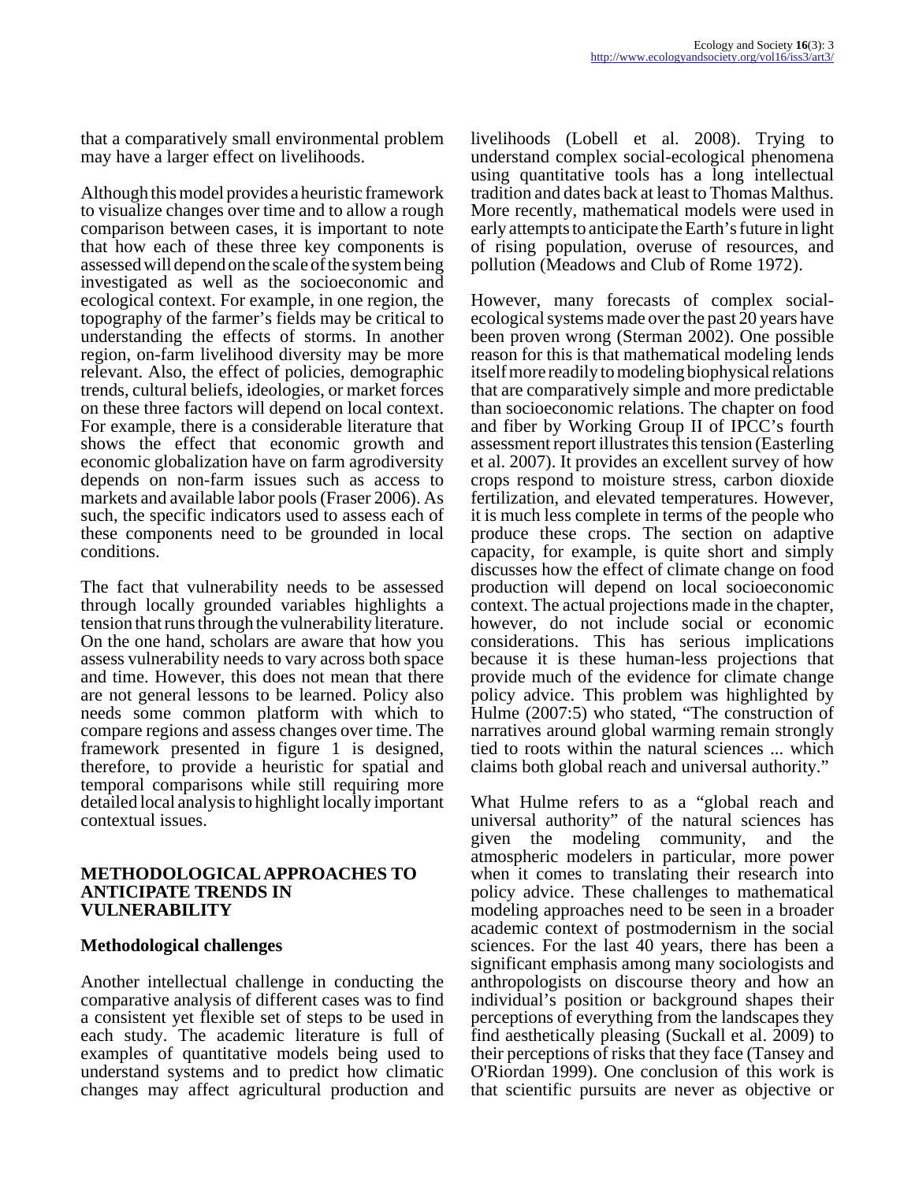that a comparatively small environmental problem may have a larger effect on livelihoods.

Although this model provides a heuristic framework to visualize changes over time and to allow a rough comparison between cases, it is important to note that how each of these three key components is assessed will depend on the scale of the system being investigated as well as the socioeconomic and ecological context. For example, in one region, the topography of the farmer's fields may be critical to understanding the effects of storms. In another region, on-farm livelihood diversity may be more relevant. Also, the effect of policies, demographic trends, cultural beliefs, ideologies, or market forces on these three factors will depend on local context. For example, there is a considerable literature that shows the effect that economic growth and economic globalization have on farm agrodiversity depends on non-farm issues such as access to markets and available labor pools (Fraser 2006). As such, the specific indicators used to assess each of these components need to be grounded in local conditions.

The fact that vulnerability needs to be assessed through locally grounded variables highlights a tension that runs through the vulnerability literature. On the one hand, scholars are aware that how you assess vulnerability needs to vary across both space and time. However, this does not mean that there are not general lessons to be learned. Policy also needs some common platform with which to compare regions and assess changes over time. The framework presented in figure 1 is designed, therefore, to provide a heuristic for spatial and temporal comparisons while still requiring more detailed local analysis to highlight locally important contextual issues.

## METHODOLOGICAL APPROACHES TO ANTICIPATE TRENDS IN VULNERABILITY

### Methodological challenges

Another intellectual challenge in conducting the comparative analysis of different cases was to find a consistent yet flexible set of steps to be used in each study. The academic literature is full of examples of quantitative models being used to understand systems and to predict how climatic changes may affect agricultural production and livelihoods (Lobell et al. 2008). Trying to understand complex social-ecological phenomena using quantitative tools has a long intellectual tradition and dates back at least to Thomas Malthus. More recently, mathematical models were used in early attempts to anticipate the Earth's future in light of rising population, overuse of resources, and pollution (Meadows and Club of Rome 1972).

However, many forecasts of complex social-ecological systems made over the past 20 years have been proven wrong (Sterman 2002). One possible reason for this is that mathematical modeling lends itself more readily to modeling biophysical relations that are comparatively simple and more predictable than socioeconomic relations. The chapter on food and fiber by Working Group II of IPCC's fourth assessment report illustrates this tension (Easterling et al. 2007). It provides an excellent survey of how crops respond to moisture stress, carbon dioxide fertilization, and elevated temperatures. However, it is much less complete in terms of the people who produce these crops. The section on adaptive capacity, for example, is quite short and simply discusses how the effect of climate change on food production will depend on local socioeconomic context. The actual projections made in the chapter, however, do not include social or economic considerations. This has serious implications because it is these human-less projections that provide much of the evidence for climate change policy advice. This problem was highlighted by Hulme (2007:5) who stated, "The construction of narratives around global warming remain strongly tied to roots within the natural sciences ... which claims both global reach and universal authority."

What Hulme refers to as a "global reach and universal authority" of the natural sciences has given the modeling community, and the atmospheric modelers in particular, more power when it comes to translating their research into policy advice. These challenges to mathematical modeling approaches need to be seen in a broader academic context of postmodernism in the social sciences. For the last 40 years, there has been a significant emphasis among many sociologists and anthropologists on discourse theory and how an individual's position or background shapes their perceptions of everything from the landscapes they find aesthetically pleasing (Suckall et al. 2009) to their perceptions of risks that they face (Tansey and O'Riordan 1999). One conclusion of this work is that scientific pursuits are never as objective or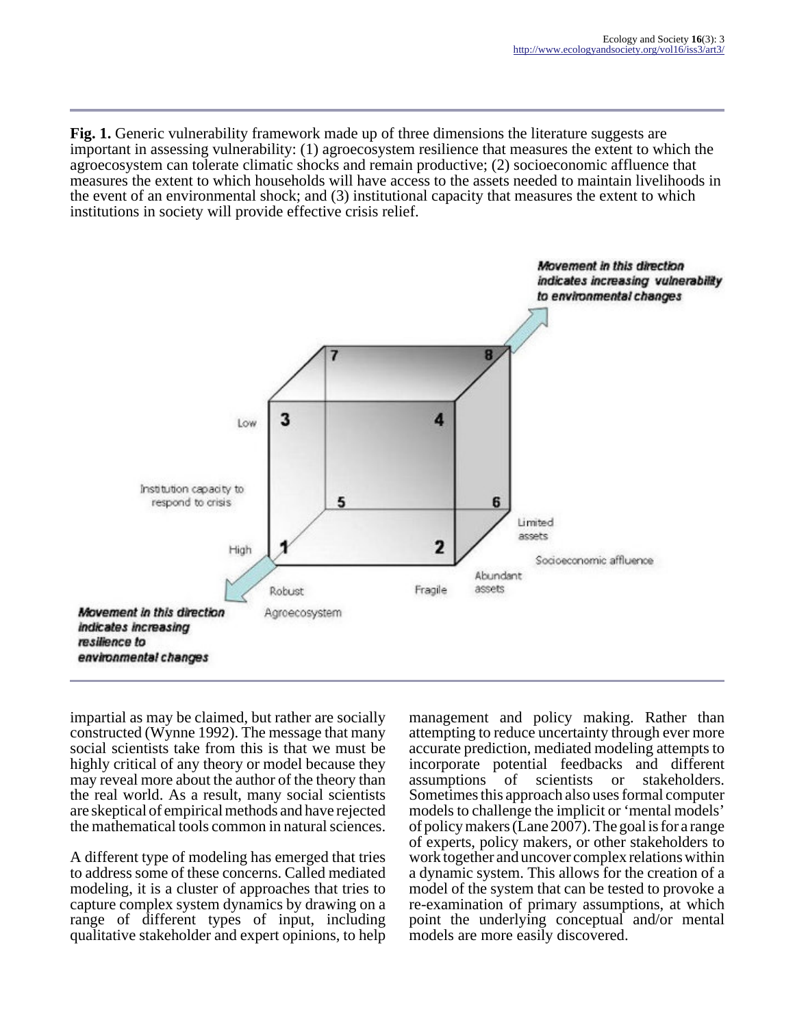**Fig. 1.** Generic vulnerability framework made up of three dimensions the literature suggests are important in assessing vulnerability: (1) agroecosystem resilience that measures the extent to which the agroecosystem can tolerate climatic shocks and remain productive; (2) socioeconomic affluence that measures the extent to which households will have access to the assets needed to maintain livelihoods in the event of an environmental shock; and (3) institutional capacity that measures the extent to which institutions in society will provide effective crisis relief.

impartial as may be claimed, but rather are socially constructed (Wynne 1992). The message that many social scientists take from this is that we must be highly critical of any theory or model because they may reveal more about the author of the theory than the real world. As a result, many social scientists are skeptical of empirical methods and have rejected the mathematical tools common in natural sciences.

A different type of modeling has emerged that tries to address some of these concerns. Called mediated modeling, it is a cluster of approaches that tries to capture complex system dynamics by drawing on a range of different types of input, including qualitative stakeholder and expert opinions, to help management and policy making. Rather than attempting to reduce uncertainty through ever more accurate prediction, mediated modeling attempts to incorporate potential feedbacks and different assumptions of scientists or stakeholders. Sometimes this approach also uses formal computer models to challenge the implicit or 'mental models' of policy makers (Lane 2007). The goal is for a range of experts, policy makers, or other stakeholders to work together and uncover complex relations within a dynamic system. This allows for the creation of a model of the system that can be tested to provoke a re-examination of primary assumptions, at which point the underlying conceptual and/or mental models are more easily discovered.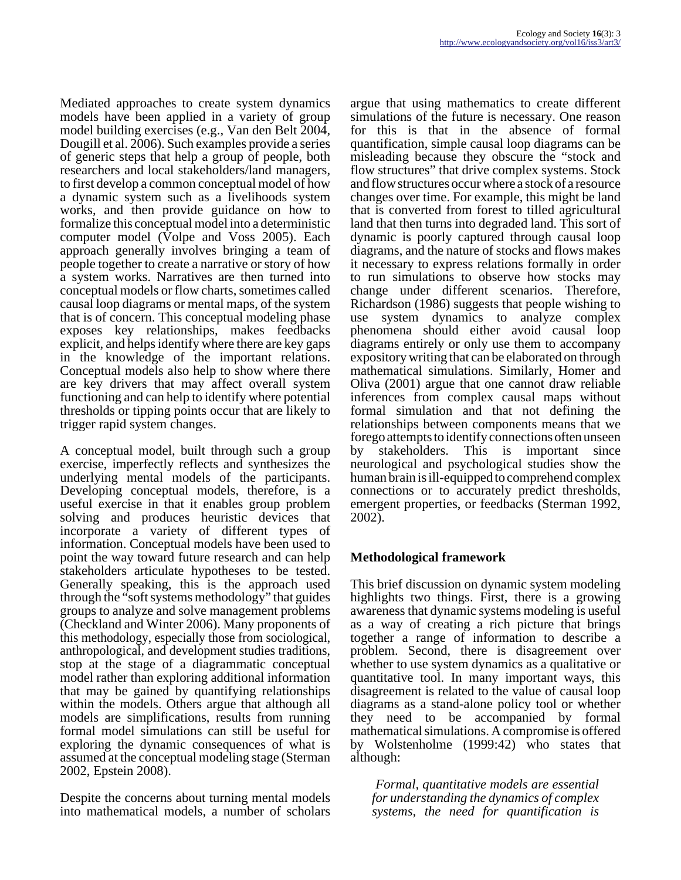Mediated approaches to create system dynamics models have been applied in a variety of group model building exercises (e.g., Van den Belt 2004, Dougill et al. 2006). Such examples provide a series of generic steps that help a group of people, both researchers and local stakeholders/land managers, to first develop a common conceptual model of how a dynamic system such as a livelihoods system works, and then provide guidance on how to formalize this conceptual model into a deterministic computer model (Volpe and Voss 2005). Each approach generally involves bringing a team of people together to create a narrative or story of how a system works. Narratives are then turned into conceptual models or flow charts, sometimes called causal loop diagrams or mental maps, of the system that is of concern. This conceptual modeling phase exposes key relationships, makes feedbacks explicit, and helps identify where there are key gaps in the knowledge of the important relations. Conceptual models also help to show where there are key drivers that may affect overall system functioning and can help to identify where potential thresholds or tipping points occur that are likely to trigger rapid system changes.

A conceptual model, built through such a group exercise, imperfectly reflects and synthesizes the underlying mental models of the participants. Developing conceptual models, therefore, is a useful exercise in that it enables group problem solving and produces heuristic devices that incorporate a variety of different types of information. Conceptual models have been used to point the way toward future research and can help stakeholders articulate hypotheses to be tested. Generally speaking, this is the approach used through the "soft systems methodology" that guides groups to analyze and solve management problems (Checkland and Winter 2006). Many proponents of this methodology, especially those from sociological, anthropological, and development studies traditions, stop at the stage of a diagrammatic conceptual model rather than exploring additional information that may be gained by quantifying relationships within the models. Others argue that although all models are simplifications, results from running formal model simulations can still be useful for exploring the dynamic consequences of what is assumed at the conceptual modeling stage (Sterman 2002, Epstein 2008).

Despite the concerns about turning mental models into mathematical models, a number of scholars argue that using mathematics to create different simulations of the future is necessary. One reason for this is that in the absence of formal quantification, simple causal loop diagrams can be misleading because they obscure the "stock and flow structures" that drive complex systems. Stock and flow structures occur where a stock of a resource changes over time. For example, this might be land that is converted from forest to tilled agricultural land that then turns into degraded land. This sort of dynamic is poorly captured through causal loop diagrams, and the nature of stocks and flows makes it necessary to express relations formally in order to run simulations to observe how stocks may change under different scenarios. Therefore, Richardson (1986) suggests that people wishing to use system dynamics to analyze complex phenomena should either avoid causal loop diagrams entirely or only use them to accompany expository writing that can be elaborated on through mathematical simulations. Similarly, Homer and Oliva (2001) argue that one cannot draw reliable inferences from complex causal maps without formal simulation and that not defining the relationships between components means that we forego attempts to identify connections often unseen by stakeholders. This is important since neurological and psychological studies show the human brain is ill-equipped to comprehend complex connections or to accurately predict thresholds, emergent properties, or feedbacks (Sterman 1992, 2002).

## Methodological framework

This brief discussion on dynamic system modeling highlights two things. First, there is a growing awareness that dynamic systems modeling is useful as a way of creating a rich picture that brings together a range of information to describe a problem. Second, there is disagreement over whether to use system dynamics as a qualitative or quantitative tool. In many important ways, this disagreement is related to the value of causal loop diagrams as a stand-alone policy tool or whether they need to be accompanied by formal mathematical simulations. A compromise is offered by Wolstenholme (1999:42) who states that although:

> *Formal, quantitative models are essential for understanding the dynamics of complex systems, the need for quantification is*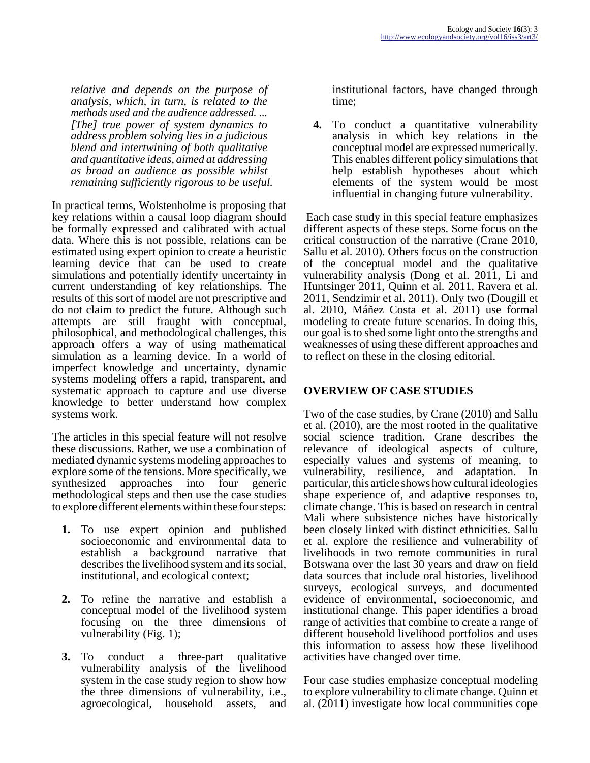*relative and depends on the purpose of analysis, which, in turn, is related to the methods used and the audience addressed. ... [The] true power of system dynamics to address problem solving lies in a judicious blend and intertwining of both qualitative and quantitative ideas, aimed at addressing as broad an audience as possible whilst remaining sufficiently rigorous to be useful.*

In practical terms, Wolstenholme is proposing that key relations within a causal loop diagram should be formally expressed and calibrated with actual data. Where this is not possible, relations can be estimated using expert opinion to create a heuristic learning device that can be used to create simulations and potentially identify uncertainty in current understanding of key relationships. The results of this sort of model are not prescriptive and do not claim to predict the future. Although such attempts are still fraught with conceptual, philosophical, and methodological challenges, this approach offers a way of using mathematical simulation as a learning device. In a world of imperfect knowledge and uncertainty, dynamic systems modeling offers a rapid, transparent, and systematic approach to capture and use diverse knowledge to better understand how complex systems work.

The articles in this special feature will not resolve these discussions. Rather, we use a combination of mediated dynamic systems modeling approaches to explore some of the tensions. More specifically, we synthesized approaches into four generic methodological steps and then use the case studies to explore different elements within these four steps:

1. To use expert opinion and published socioeconomic and environmental data to establish a background narrative that describes the livelihood system and its social, institutional, and ecological context;
2. To refine the narrative and establish a conceptual model of the livelihood system focusing on the three dimensions of vulnerability (Fig. 1);
3. To conduct a three-part qualitative vulnerability analysis of the livelihood system in the case study region to show how the three dimensions of vulnerability, i.e., agroecological, household assets, and institutional factors, have changed through time;
4. To conduct a quantitative vulnerability analysis in which key relations in the conceptual model are expressed numerically. This enables different policy simulations that help establish hypotheses about which elements of the system would be most influential in changing future vulnerability.

Each case study in this special feature emphasizes different aspects of these steps. Some focus on the critical construction of the narrative (Crane 2010, Sallu et al. 2010). Others focus on the construction of the conceptual model and the qualitative vulnerability analysis (Dong et al. 2011, Li and Huntsinger 2011, Quinn et al. 2011, Ravera et al. 2011, Sendzimir et al. 2011). Only two (Dougill et al. 2010, Máñez Costa et al. 2011) use formal modeling to create future scenarios. In doing this, our goal is to shed some light onto the strengths and weaknesses of using these different approaches and to reflect on these in the closing editorial.

## OVERVIEW OF CASE STUDIES

Two of the case studies, by Crane (2010) and Sallu et al. (2010), are the most rooted in the qualitative social science tradition. Crane describes the relevance of ideological aspects of culture, especially values and systems of meaning, to vulnerability, resilience, and adaptation. In particular, this article shows how cultural ideologies shape experience of, and adaptive responses to, climate change. This is based on research in central Mali where subsistence niches have historically been closely linked with distinct ethnicities. Sallu et al. explore the resilience and vulnerability of livelihoods in two remote communities in rural Botswana over the last 30 years and draw on field data sources that include oral histories, livelihood surveys, ecological surveys, and documented evidence of environmental, socioeconomic, and institutional change. This paper identifies a broad range of activities that combine to create a range of different household livelihood portfolios and uses this information to assess how these livelihood activities have changed over time.

Four case studies emphasize conceptual modeling to explore vulnerability to climate change. Quinn et al. (2011) investigate how local communities cope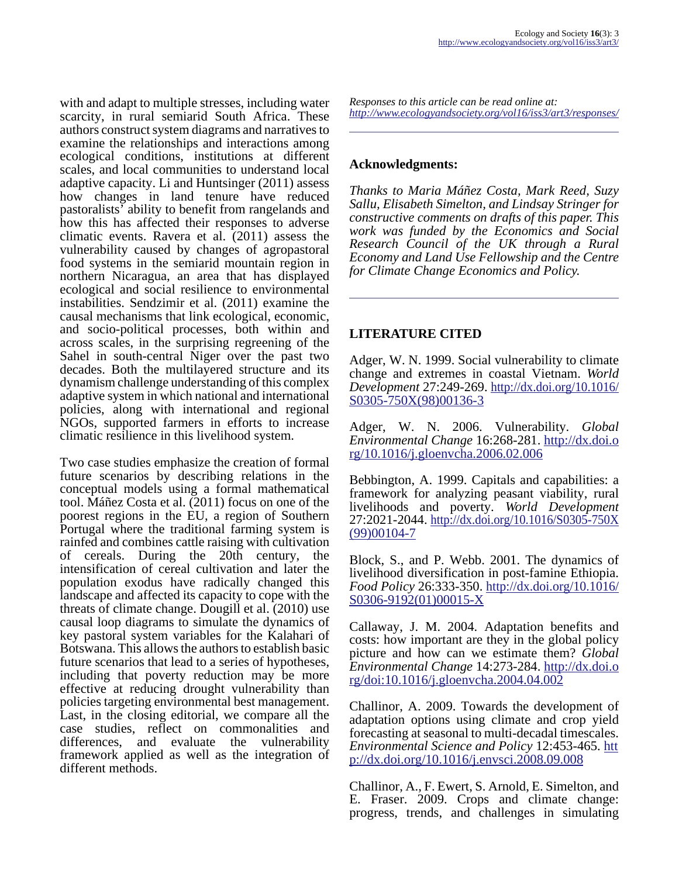with and adapt to multiple stresses, including water scarcity, in rural semiarid South Africa. These authors construct system diagrams and narratives to examine the relationships and interactions among ecological conditions, institutions at different scales, and local communities to understand local adaptive capacity. Li and Huntsinger (2011) assess how changes in land tenure have reduced pastoralists' ability to benefit from rangelands and how this has affected their responses to adverse climatic events. Ravera et al. (2011) assess the vulnerability caused by changes of agropastoral food systems in the semiarid mountain region in northern Nicaragua, an area that has displayed ecological and social resilience to environmental instabilities. Sendzimir et al. (2011) examine the causal mechanisms that link ecological, economic, and socio-political processes, both within and across scales, in the surprising regreening of the Sahel in south-central Niger over the past two decades. Both the multilayered structure and its dynamism challenge understanding of this complex adaptive system in which national and international policies, along with international and regional NGOs, supported farmers in efforts to increase climatic resilience in this livelihood system.

Two case studies emphasize the creation of formal future scenarios by describing relations in the conceptual models using a formal mathematical tool. Máñez Costa et al. (2011) focus on one of the poorest regions in the EU, a region of Southern Portugal where the traditional farming system is rainfed and combines cattle raising with cultivation of cereals. During the 20th century, the intensification of cereal cultivation and later the population exodus have radically changed this landscape and affected its capacity to cope with the threats of climate change. Dougill et al. (2010) use causal loop diagrams to simulate the dynamics of key pastoral system variables for the Kalahari of Botswana. This allows the authors to establish basic future scenarios that lead to a series of hypotheses, including that poverty reduction may be more effective at reducing drought vulnerability than policies targeting environmental best management. Last, in the closing editorial, we compare all the case studies, reflect on commonalities and differences, and evaluate the vulnerability framework applied as well as the integration of different methods.

*Responses to this article can be read online at:*
*http://www.ecologyandsociety.org/vol16/iss3/art3/responses/*

---

## Acknowledgments:

*Thanks to Maria Máñez Costa, Mark Reed, Suzy Sallu, Elisabeth Simelton, and Lindsay Stringer for constructive comments on drafts of this paper. This work was funded by the Economics and Social Research Council of the UK through a Rural Economy and Land Use Fellowship and the Centre for Climate Change Economics and Policy.*

---

## LITERATURE CITED

Adger, W. N. 1999. Social vulnerability to climate change and extremes in coastal Vietnam. *World Development* 27:249-269. http://dx.doi.org/10.1016/S0305-750X(98)00136-3

Adger, W. N. 2006. Vulnerability. *Global Environmental Change* 16:268-281. http://dx.doi.org/10.1016/j.gloenvcha.2006.02.006

Bebbington, A. 1999. Capitals and capabilities: a framework for analyzing peasant viability, rural livelihoods and poverty. *World Development* 27:2021-2044. http://dx.doi.org/10.1016/S0305-750X(99)00104-7

Block, S., and P. Webb. 2001. The dynamics of livelihood diversification in post-famine Ethiopia. *Food Policy* 26:333-350. http://dx.doi.org/10.1016/S0306-9192(01)00015-X

Callaway, J. M. 2004. Adaptation benefits and costs: how important are they in the global policy picture and how can we estimate them? *Global Environmental Change* 14:273-284. http://dx.doi.org/doi:10.1016/j.gloenvcha.2004.04.002

Challinor, A. 2009. Towards the development of adaptation options using climate and crop yield forecasting at seasonal to multi-decadal timescales. *Environmental Science and Policy* 12:453-465. http://dx.doi.org/10.1016/j.envsci.2008.09.008

Challinor, A., F. Ewert, S. Arnold, E. Simelton, and E. Fraser. 2009. Crops and climate change: progress, trends, and challenges in simulating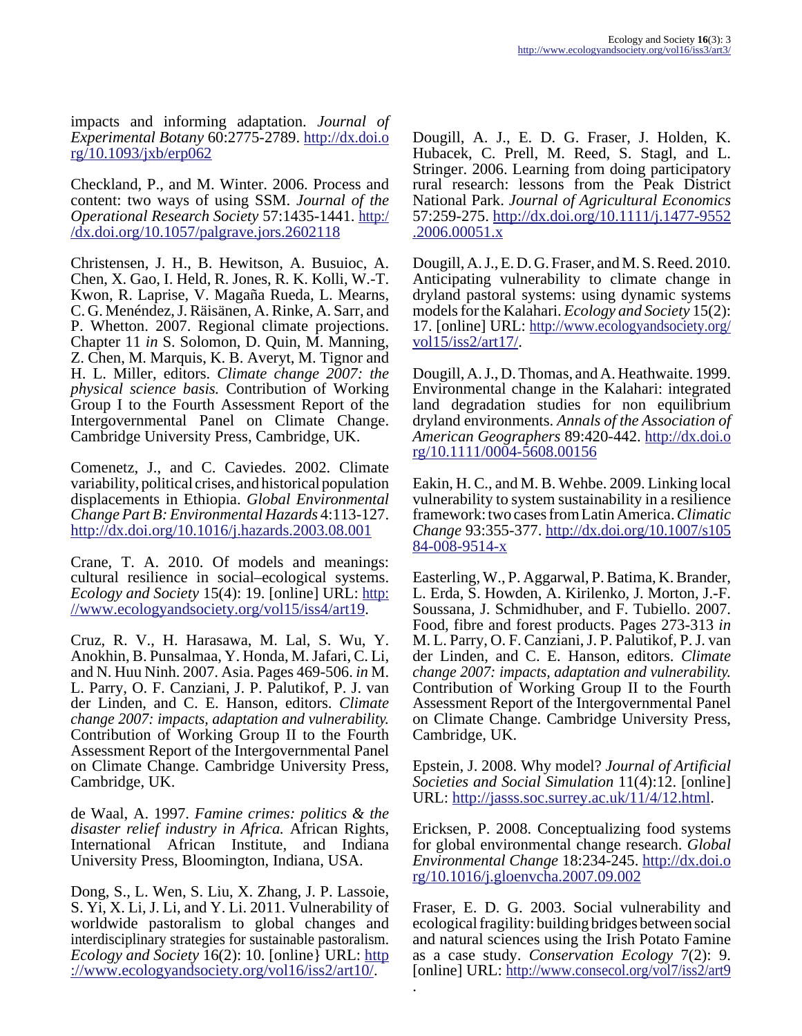impacts and informing adaptation. *Journal of Experimental Botany* 60:2775-2789. http://dx.doi.org/10.1093/jxb/erp062

Checkland, P., and M. Winter. 2006. Process and content: two ways of using SSM. *Journal of the Operational Research Society* 57:1435-1441. http://dx.doi.org/10.1057/palgrave.jors.2602118

Christensen, J. H., B. Hewitson, A. Busuioc, A. Chen, X. Gao, I. Held, R. Jones, R. K. Kolli, W.-T. Kwon, R. Laprise, V. Magaña Rueda, L. Mearns, C. G. Menéndez, J. Räisänen, A. Rinke, A. Sarr, and P. Whetton. 2007. Regional climate projections. Chapter 11 *in* S. Solomon, D. Quin, M. Manning, Z. Chen, M. Marquis, K. B. Averyt, M. Tignor and H. L. Miller, editors. *Climate change 2007: the physical science basis.* Contribution of Working Group I to the Fourth Assessment Report of the Intergovernmental Panel on Climate Change. Cambridge University Press, Cambridge, UK.

Comenetz, J., and C. Caviedes. 2002. Climate variability, political crises, and historical population displacements in Ethiopia. *Global Environmental Change Part B: Environmental Hazards* 4:113-127. http://dx.doi.org/10.1016/j.hazards.2003.08.001

Crane, T. A. 2010. Of models and meanings: cultural resilience in social–ecological systems. *Ecology and Society* 15(4): 19. [online] URL: http://www.ecologyandsociety.org/vol15/iss4/art19.

Cruz, R. V., H. Harasawa, M. Lal, S. Wu, Y. Anokhin, B. Punsalmaa, Y. Honda, M. Jafari, C. Li, and N. Huu Ninh. 2007. Asia. Pages 469-506. *in* M. L. Parry, O. F. Canziani, J. P. Palutikof, P. J. van der Linden, and C. E. Hanson, editors. *Climate change 2007: impacts, adaptation and vulnerability.* Contribution of Working Group II to the Fourth Assessment Report of the Intergovernmental Panel on Climate Change. Cambridge University Press, Cambridge, UK.

de Waal, A. 1997. *Famine crimes: politics & the disaster relief industry in Africa.* African Rights, International African Institute, and Indiana University Press, Bloomington, Indiana, USA.

Dong, S., L. Wen, S. Liu, X. Zhang, J. P. Lassoie, S. Yi, X. Li, J. Li, and Y. Li. 2011. Vulnerability of worldwide pastoralism to global changes and interdisciplinary strategies for sustainable pastoralism. *Ecology and Society* 16(2): 10. [online} URL: http://www.ecologyandsociety.org/vol16/iss2/art10/.

Dougill, A. J., E. D. G. Fraser, J. Holden, K. Hubacek, C. Prell, M. Reed, S. Stagl, and L. Stringer. 2006. Learning from doing participatory rural research: lessons from the Peak District National Park. *Journal of Agricultural Economics* 57:259-275. http://dx.doi.org/10.1111/j.1477-9552.2006.00051.x

Dougill, A. J., E. D. G. Fraser, and M. S. Reed. 2010. Anticipating vulnerability to climate change in dryland pastoral systems: using dynamic systems models for the Kalahari. *Ecology and Society* 15(2): 17. [online] URL: http://www.ecologyandsociety.org/vol15/iss2/art17/.

Dougill, A. J., D. Thomas, and A. Heathwaite. 1999. Environmental change in the Kalahari: integrated land degradation studies for non equilibrium dryland environments. *Annals of the Association of American Geographers* 89:420-442. http://dx.doi.org/10.1111/0004-5608.00156

Eakin, H. C., and M. B. Wehbe. 2009. Linking local vulnerability to system sustainability in a resilience framework: two cases from Latin America. *Climatic Change* 93:355-377. http://dx.doi.org/10.1007/s10584-008-9514-x

Easterling, W., P. Aggarwal, P. Batima, K. Brander, L. Erda, S. Howden, A. Kirilenko, J. Morton, J.-F. Soussana, J. Schmidhuber, and F. Tubiello. 2007. Food, fibre and forest products. Pages 273-313 *in* M. L. Parry, O. F. Canziani, J. P. Palutikof, P. J. van der Linden, and C. E. Hanson, editors. *Climate change 2007: impacts, adaptation and vulnerability.* Contribution of Working Group II to the Fourth Assessment Report of the Intergovernmental Panel on Climate Change. Cambridge University Press, Cambridge, UK.

Epstein, J. 2008. Why model? *Journal of Artificial Societies and Social Simulation* 11(4):12. [online] URL: http://jasss.soc.surrey.ac.uk/11/4/12.html.

Ericksen, P. 2008. Conceptualizing food systems for global environmental change research. *Global Environmental Change* 18:234-245. http://dx.doi.org/10.1016/j.gloenvcha.2007.09.002

Fraser, E. D. G. 2003. Social vulnerability and ecological fragility: building bridges between social and natural sciences using the Irish Potato Famine as a case study. *Conservation Ecology* 7(2): 9. [online] URL: http://www.consecol.org/vol7/iss2/art9.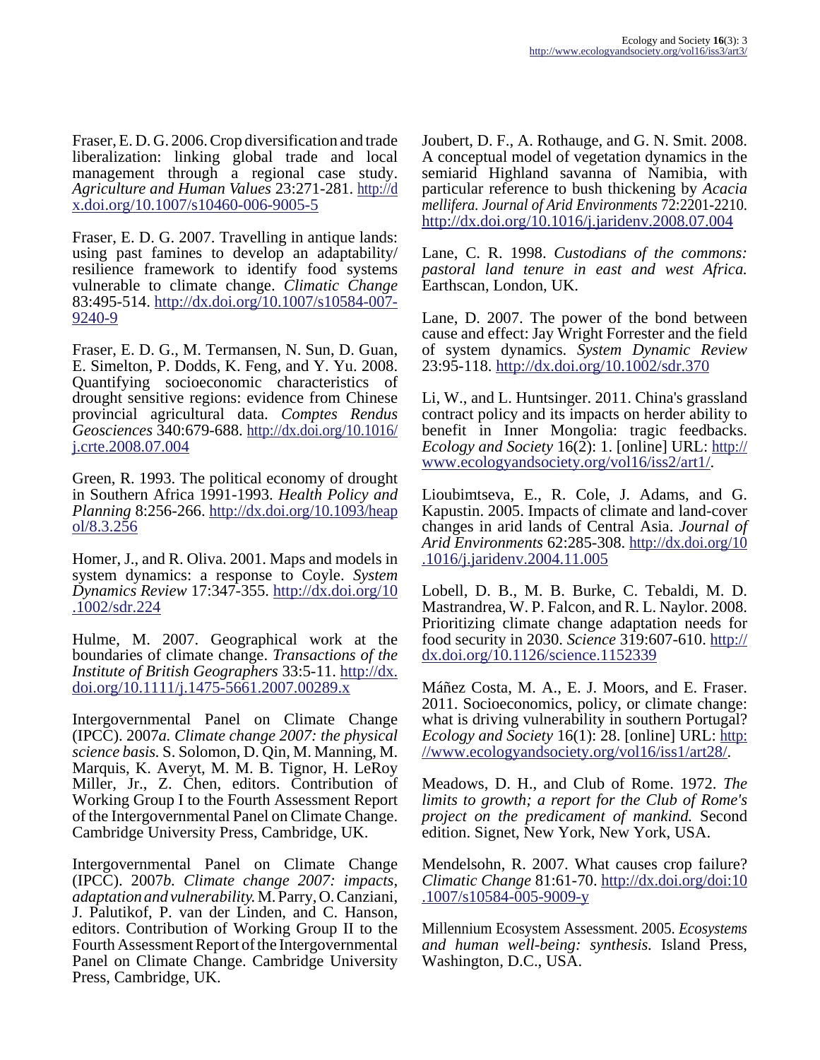Fraser, E. D. G. 2006. Crop diversification and trade liberalization: linking global trade and local management through a regional case study. *Agriculture and Human Values* 23:271-281. http://dx.doi.org/10.1007/s10460-006-9005-5

Fraser, E. D. G. 2007. Travelling in antique lands: using past famines to develop an adaptability/resilience framework to identify food systems vulnerable to climate change. *Climatic Change* 83:495-514. http://dx.doi.org/10.1007/s10584-007-9240-9

Fraser, E. D. G., M. Termansen, N. Sun, D. Guan, E. Simelton, P. Dodds, K. Feng, and Y. Yu. 2008. Quantifying socioeconomic characteristics of drought sensitive regions: evidence from Chinese provincial agricultural data. *Comptes Rendus Geosciences* 340:679-688. http://dx.doi.org/10.1016/j.crte.2008.07.004

Green, R. 1993. The political economy of drought in Southern Africa 1991-1993. *Health Policy and Planning* 8:256-266. http://dx.doi.org/10.1093/heapol/8.3.256

Homer, J., and R. Oliva. 2001. Maps and models in system dynamics: a response to Coyle. *System Dynamics Review* 17:347-355. http://dx.doi.org/10.1002/sdr.224

Hulme, M. 2007. Geographical work at the boundaries of climate change. *Transactions of the Institute of British Geographers* 33:5-11. http://dx.doi.org/10.1111/j.1475-5661.2007.00289.x

Intergovernmental Panel on Climate Change (IPCC). 2007*a*. *Climate change 2007: the physical science basis.* S. Solomon, D. Qin, M. Manning, M. Marquis, K. Averyt, M. M. B. Tignor, H. LeRoy Miller, Jr., Z. Chen, editors. Contribution of Working Group I to the Fourth Assessment Report of the Intergovernmental Panel on Climate Change. Cambridge University Press, Cambridge, UK.

Intergovernmental Panel on Climate Change (IPCC). 2007*b*. *Climate change 2007: impacts, adaptation and vulnerability.* M. Parry, O. Canziani, J. Palutikof, P. van der Linden, and C. Hanson, editors. Contribution of Working Group II to the Fourth Assessment Report of the Intergovernmental Panel on Climate Change. Cambridge University Press, Cambridge, UK.

Joubert, D. F., A. Rothauge, and G. N. Smit. 2008. A conceptual model of vegetation dynamics in the semiarid Highland savanna of Namibia, with particular reference to bush thickening by *Acacia mellifera*. *Journal of Arid Environments* 72:2201-2210. http://dx.doi.org/10.1016/j.jaridenv.2008.07.004

Lane, C. R. 1998. *Custodians of the commons: pastoral land tenure in east and west Africa.* Earthscan, London, UK.

Lane, D. 2007. The power of the bond between cause and effect: Jay Wright Forrester and the field of system dynamics. *System Dynamic Review* 23:95-118. http://dx.doi.org/10.1002/sdr.370

Li, W., and L. Huntsinger. 2011. China's grassland contract policy and its impacts on herder ability to benefit in Inner Mongolia: tragic feedbacks. *Ecology and Society* 16(2): 1. [online] URL: http://www.ecologyandsociety.org/vol16/iss2/art1/.

Lioubimtseva, E., R. Cole, J. Adams, and G. Kapustin. 2005. Impacts of climate and land-cover changes in arid lands of Central Asia. *Journal of Arid Environments* 62:285-308. http://dx.doi.org/10.1016/j.jaridenv.2004.11.005

Lobell, D. B., M. B. Burke, C. Tebaldi, M. D. Mastrandrea, W. P. Falcon, and R. L. Naylor. 2008. Prioritizing climate change adaptation needs for food security in 2030. *Science* 319:607-610. http://dx.doi.org/10.1126/science.1152339

Máñez Costa, M. A., E. J. Moors, and E. Fraser. 2011. Socioeconomics, policy, or climate change: what is driving vulnerability in southern Portugal? *Ecology and Society* 16(1): 28. [online] URL: http://www.ecologyandsociety.org/vol16/iss1/art28/.

Meadows, D. H., and Club of Rome. 1972. *The limits to growth; a report for the Club of Rome's project on the predicament of mankind.* Second edition. Signet, New York, New York, USA.

Mendelsohn, R. 2007. What causes crop failure? *Climatic Change* 81:61-70. http://dx.doi.org/doi:10.1007/s10584-005-9009-y

Millennium Ecosystem Assessment. 2005. *Ecosystems and human well-being: synthesis.* Island Press, Washington, D.C., USA.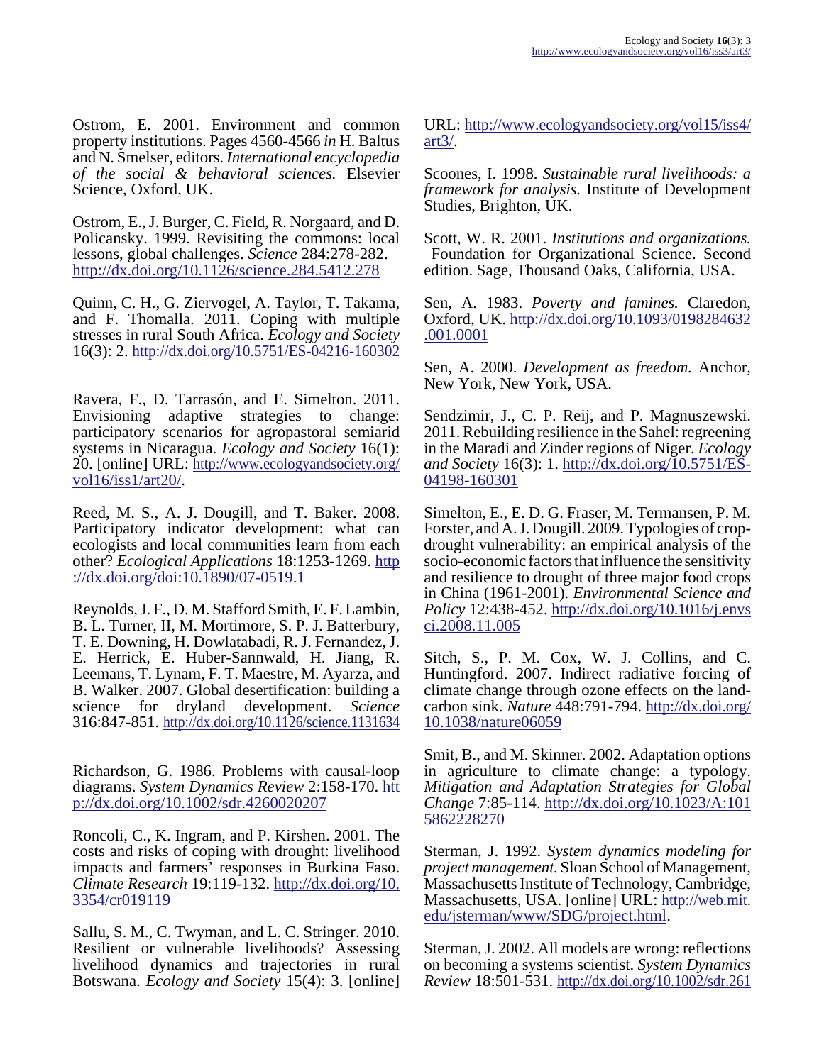Ostrom, E. 2001. Environment and common property institutions. Pages 4560-4566 *in* H. Baltus and N. Smelser, editors. *International encyclopedia of the social & behavioral sciences.* Elsevier Science, Oxford, UK.

Ostrom, E., J. Burger, C. Field, R. Norgaard, and D. Policansky. 1999. Revisiting the commons: local lessons, global challenges. *Science* 284:278-282. http://dx.doi.org/10.1126/science.284.5412.278

Quinn, C. H., G. Ziervogel, A. Taylor, T. Takama, and F. Thomalla. 2011. Coping with multiple stresses in rural South Africa. *Ecology and Society* 16(3): 2. http://dx.doi.org/10.5751/ES-04216-160302

Ravera, F., D. Tarrasón, and E. Simelton. 2011. Envisioning adaptive strategies to change: participatory scenarios for agropastoral semiarid systems in Nicaragua. *Ecology and Society* 16(1): 20. [online] URL: http://www.ecologyandsociety.org/vol16/iss1/art20/.

Reed, M. S., A. J. Dougill, and T. Baker. 2008. Participatory indicator development: what can ecologists and local communities learn from each other? *Ecological Applications* 18:1253-1269. http://dx.doi.org/doi:10.1890/07-0519.1

Reynolds, J. F., D. M. Stafford Smith, E. F. Lambin, B. L. Turner, II, M. Mortimore, S. P. J. Batterbury, T. E. Downing, H. Dowlatabadi, R. J. Fernandez, J. E. Herrick, E. Huber-Sannwald, H. Jiang, R. Leemans, T. Lynam, F. T. Maestre, M. Ayarza, and B. Walker. 2007. Global desertification: building a science for dryland development. *Science* 316:847-851. http://dx.doi.org/10.1126/science.1131634

Richardson, G. 1986. Problems with causal-loop diagrams. *System Dynamics Review* 2:158-170. http://dx.doi.org/10.1002/sdr.4260020207

Roncoli, C., K. Ingram, and P. Kirshen. 2001. The costs and risks of coping with drought: livelihood impacts and farmers' responses in Burkina Faso. *Climate Research* 19:119-132. http://dx.doi.org/10.3354/cr019119

Sallu, S. M., C. Twyman, and L. C. Stringer. 2010. Resilient or vulnerable livelihoods? Assessing livelihood dynamics and trajectories in rural Botswana. *Ecology and Society* 15(4): 3. [online] URL: http://www.ecologyandsociety.org/vol15/iss4/art3/.

Scoones, I. 1998. *Sustainable rural livelihoods: a framework for analysis.* Institute of Development Studies, Brighton, UK.

Scott, W. R. 2001. *Institutions and organizations.* Foundation for Organizational Science. Second edition. Sage, Thousand Oaks, California, USA.

Sen, A. 1983. *Poverty and famines.* Claredon, Oxford, UK. http://dx.doi.org/10.1093/0198284632.001.0001

Sen, A. 2000. *Development as freedom.* Anchor, New York, New York, USA.

Sendzimir, J., C. P. Reij, and P. Magnuszewski. 2011. Rebuilding resilience in the Sahel: regreening in the Maradi and Zinder regions of Niger. *Ecology and Society* 16(3): 1. http://dx.doi.org/10.5751/ES-04198-160301

Simelton, E., E. D. G. Fraser, M. Termansen, P. M. Forster, and A. J. Dougill. 2009. Typologies of crop-drought vulnerability: an empirical analysis of the socio-economic factors that influence the sensitivity and resilience to drought of three major food crops in China (1961-2001). *Environmental Science and Policy* 12:438-452. http://dx.doi.org/10.1016/j.envsci.2008.11.005

Sitch, S., P. M. Cox, W. J. Collins, and C. Huntingford. 2007. Indirect radiative forcing of climate change through ozone effects on the land-carbon sink. *Nature* 448:791-794. http://dx.doi.org/10.1038/nature06059

Smit, B., and M. Skinner. 2002. Adaptation options in agriculture to climate change: a typology. *Mitigation and Adaptation Strategies for Global Change* 7:85-114. http://dx.doi.org/10.1023/A:1015862228270

Sterman, J. 1992. *System dynamics modeling for project management.* Sloan School of Management, Massachusetts Institute of Technology, Cambridge, Massachusetts, USA. [online] URL: http://web.mit.edu/jsterman/www/SDG/project.html.

Sterman, J. 2002. All models are wrong: reflections on becoming a systems scientist. *System Dynamics Review* 18:501-531. http://dx.doi.org/10.1002/sdr.261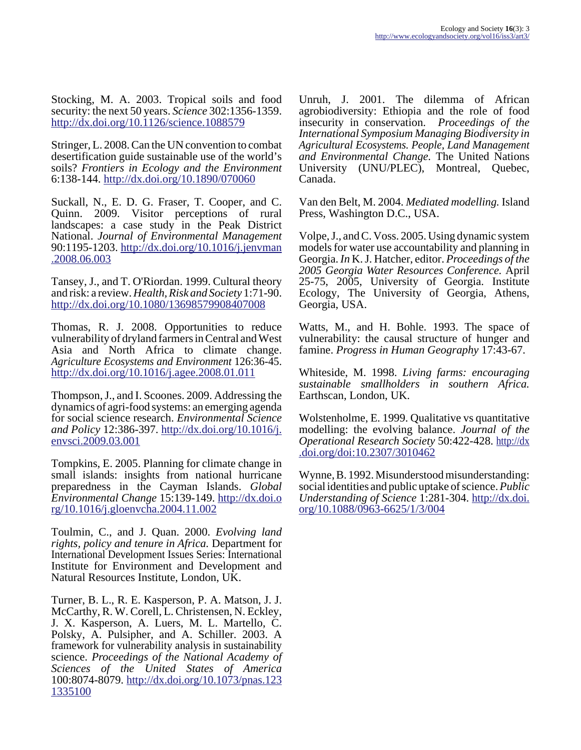Stocking, M. A. 2003. Tropical soils and food security: the next 50 years. *Science* 302:1356-1359. http://dx.doi.org/10.1126/science.1088579

Stringer, L. 2008. Can the UN convention to combat desertification guide sustainable use of the world's soils? *Frontiers in Ecology and the Environment* 6:138-144. http://dx.doi.org/10.1890/070060

Suckall, N., E. D. G. Fraser, T. Cooper, and C. Quinn. 2009. Visitor perceptions of rural landscapes: a case study in the Peak District National. *Journal of Environmental Management* 90:1195-1203. http://dx.doi.org/10.1016/j.jenvman.2008.06.003

Tansey, J., and T. O'Riordan. 1999. Cultural theory and risk: a review. *Health, Risk and Society* 1:71-90. http://dx.doi.org/10.1080/13698579908407008

Thomas, R. J. 2008. Opportunities to reduce vulnerability of dryland farmers in Central and West Asia and North Africa to climate change. *Agriculture Ecosystems and Environment* 126:36-45. http://dx.doi.org/10.1016/j.agee.2008.01.011

Thompson, J., and I. Scoones. 2009. Addressing the dynamics of agri-food systems: an emerging agenda for social science research. *Environmental Science and Policy* 12:386-397. http://dx.doi.org/10.1016/j.envsci.2009.03.001

Tompkins, E. 2005. Planning for climate change in small islands: insights from national hurricane preparedness in the Cayman Islands. *Global Environmental Change* 15:139-149. http://dx.doi.org/10.1016/j.gloenvcha.2004.11.002

Toulmin, C., and J. Quan. 2000. *Evolving land rights, policy and tenure in Africa.* Department for International Development Issues Series: International Institute for Environment and Development and Natural Resources Institute, London, UK.

Turner, B. L., R. E. Kasperson, P. A. Matson, J. J. McCarthy, R. W. Corell, L. Christensen, N. Eckley, J. X. Kasperson, A. Luers, M. L. Martello, C. Polsky, A. Pulsipher, and A. Schiller. 2003. A framework for vulnerability analysis in sustainability science. *Proceedings of the National Academy of Sciences of the United States of America* 100:8074-8079. http://dx.doi.org/10.1073/pnas.1231335100

Unruh, J. 2001. The dilemma of African agrobiodiversity: Ethiopia and the role of food insecurity in conservation. *Proceedings of the International Symposium Managing Biodiversity in Agricultural Ecosystems. People, Land Management and Environmental Change.* The United Nations University (UNU/PLEC), Montreal, Quebec, Canada.

Van den Belt, M. 2004. *Mediated modelling.* Island Press, Washington D.C., USA.

Volpe, J., and C. Voss. 2005. Using dynamic system models for water use accountability and planning in Georgia. *In* K. J. Hatcher, editor. *Proceedings of the 2005 Georgia Water Resources Conference.* April 25-75, 2005, University of Georgia. Institute Ecology, The University of Georgia, Athens, Georgia, USA.

Watts, M., and H. Bohle. 1993. The space of vulnerability: the causal structure of hunger and famine. *Progress in Human Geography* 17:43-67.

Whiteside, M. 1998. *Living farms: encouraging sustainable smallholders in southern Africa.* Earthscan, London, UK.

Wolstenholme, E. 1999. Qualitative vs quantitative modelling: the evolving balance. *Journal of the Operational Research Society* 50:422-428. http://dx.doi.org/doi:10.2307/3010462

Wynne, B. 1992. Misunderstood misunderstanding: social identities and public uptake of science. *Public Understanding of Science* 1:281-304. http://dx.doi.org/10.1088/0963-6625/1/3/004